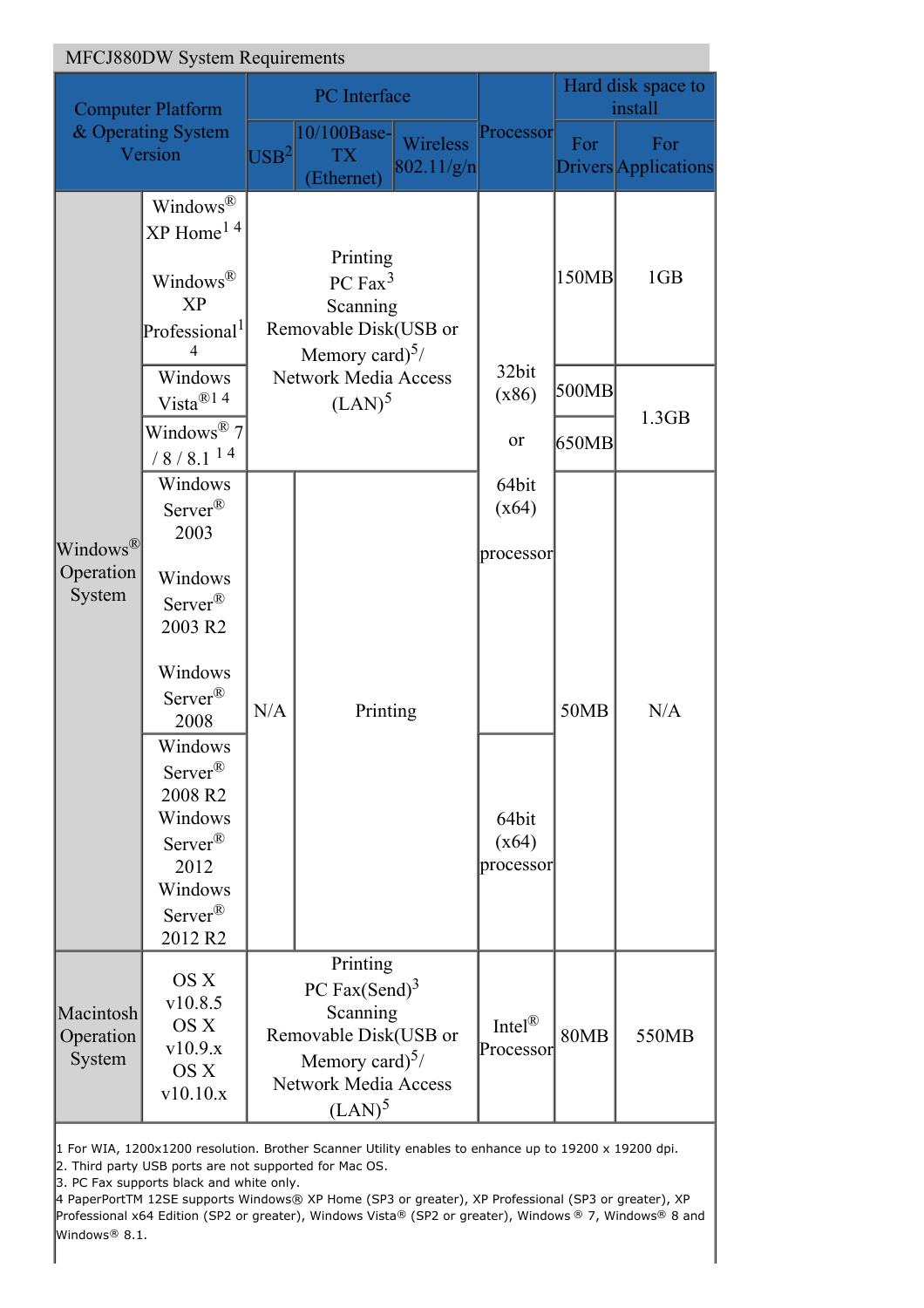MFCJ880DW System Requirements

| Computer Platform & Operating System Version | | PC Interface | | | Processor | Hard disk space to install | |
|---|---|---|---|---|---|---|---|
| | | USB[2] | 10/100Base-TX (Ethernet) | Wireless 802.11/g/n | | For Drivers | For Applications |
| Windows® Operation System | Windows® XP Home[1 4]<br><br>Windows® XP Professional[1 4] | Printing<br>PC Fax[3]<br>Scanning<br>Removable Disk(USB or Memory card)[5]/<br>Network Media Access (LAN)[5] | | | 32bit (x86) or 64bit (x64) processor | 150MB | 1GB |
| | Windows Vista®[1 4] | | | | | 500MB | 1.3GB |
| | Windows® 7 / 8 / 8.1 [1 4] | | | | | 650MB | |
| | Windows Server® 2003<br><br>Windows Server® 2003 R2<br><br>Windows Server® 2008 | N/A | Printing | | | 50MB | N/A |
| | Windows Server® 2008 R2<br>Windows Server® 2012<br>Windows Server® 2012 R2 | | | | 64bit (x64) processor | | |
| Macintosh Operation System | OS X v10.8.5<br>OS X v10.9.x<br>OS X v10.10.x | Printing<br>PC Fax(Send)[3]<br>Scanning<br>Removable Disk(USB or Memory card)[5]/<br>Network Media Access (LAN)[5] | | | Intel® Processor | 80MB | 550MB |

1 For WIA, 1200x1200 resolution. Brother Scanner Utility enables to enhance up to 19200 x 19200 dpi.
2. Third party USB ports are not supported for Mac OS.
3. PC Fax supports black and white only.
4 PaperPortTM 12SE supports Windows® XP Home (SP3 or greater), XP Professional (SP3 or greater), XP Professional x64 Edition (SP2 or greater), Windows Vista® (SP2 or greater), Windows ® 7, Windows® 8 and Windows® 8.1.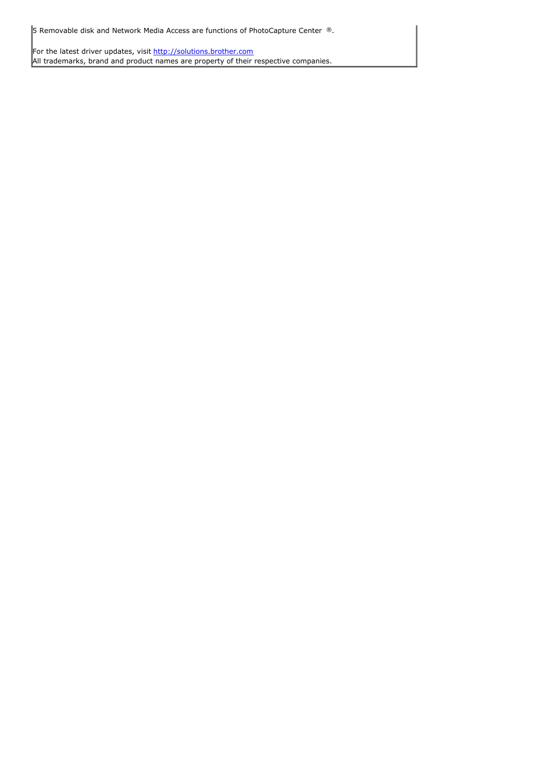5 Removable disk and Network Media Access are functions of PhotoCapture Center ®.

For the latest driver updates, visit http://solutions.brother.com
All trademarks, brand and product names are property of their respective companies.